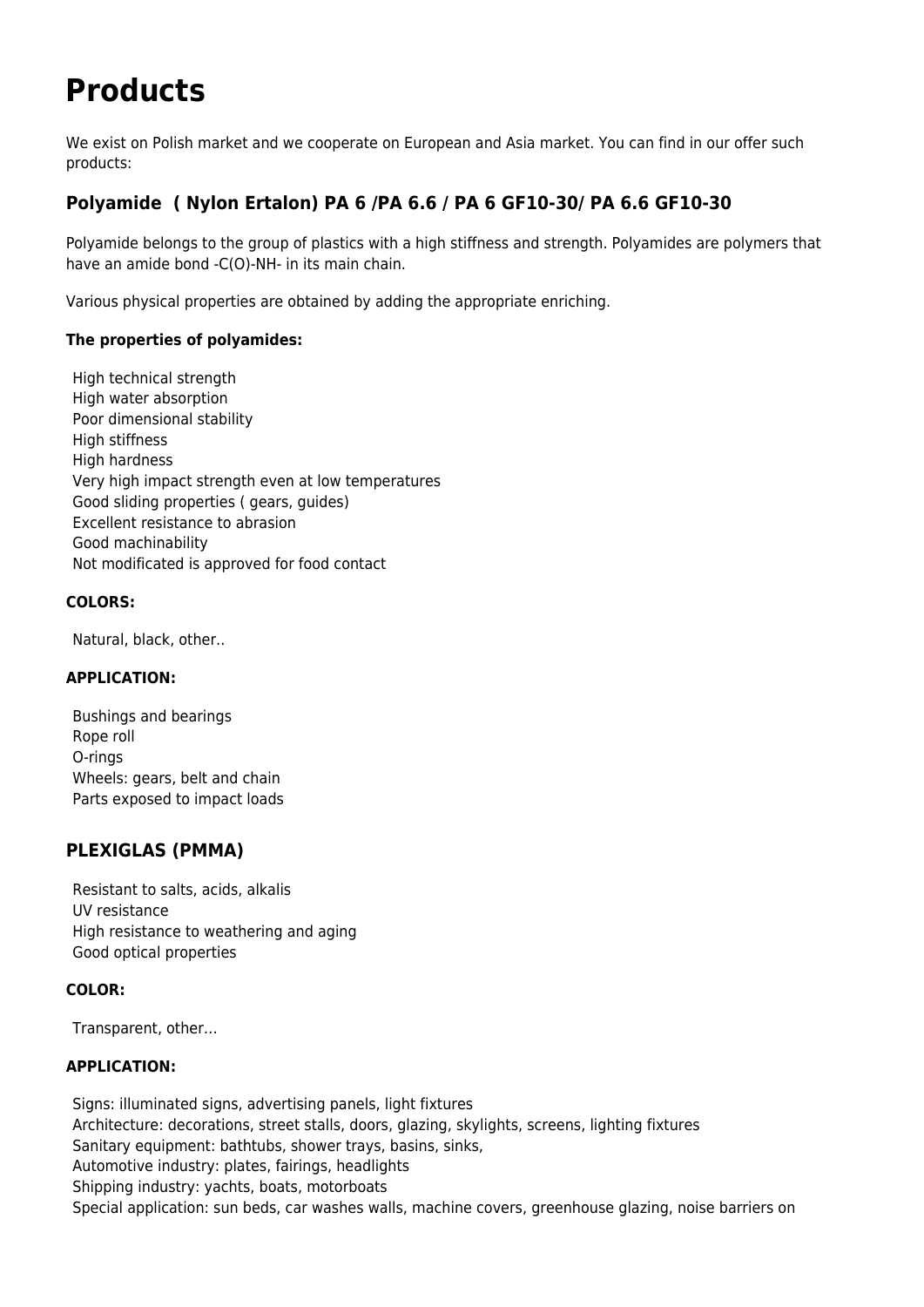# Products

We exist on Polish market and we cooperate on European and Asia market. You can find in our offer such products:

## Polyamide ( Nylon Ertalon) PA 6 /PA 6.6 / PA 6 GF10-30/ PA 6.6 GF10-30

Polyamide belongs to the group of plastics with a high stiffness and strength. Polyamides are polymers that have an amide bond -C(O)-NH- in its main chain.

Various physical properties are obtained by adding the appropriate enriching.

**The properties of polyamides:**

- High technical strength
- High water absorption
- Poor dimensional stability
- High stiffness
- High hardness
- Very high impact strength even at low temperatures
- Good sliding properties ( gears, guides)
- Excellent resistance to abrasion
- Good machinability
- Not modificated is approved for food contact

**COLORS:**

Natural, black, other..

**APPLICATION:**

- Bushings and bearings
- Rope roll
- O-rings
- Wheels: gears, belt and chain
- Parts exposed to impact loads

## PLEXIGLAS (PMMA)

- Resistant to salts, acids, alkalis
- UV resistance
- High resistance to weathering and aging
- Good optical properties

**COLOR:**

Transparent, other…

**APPLICATION:**

- Signs: illuminated signs, advertising panels, light fixtures
- Architecture: decorations, street stalls, doors, glazing, skylights, screens, lighting fixtures
- Sanitary equipment: bathtubs, shower trays, basins, sinks,
- Automotive industry: plates, fairings, headlights
- Shipping industry: yachts, boats, motorboats
- Special application: sun beds, car washes walls, machine covers, greenhouse glazing, noise barriers on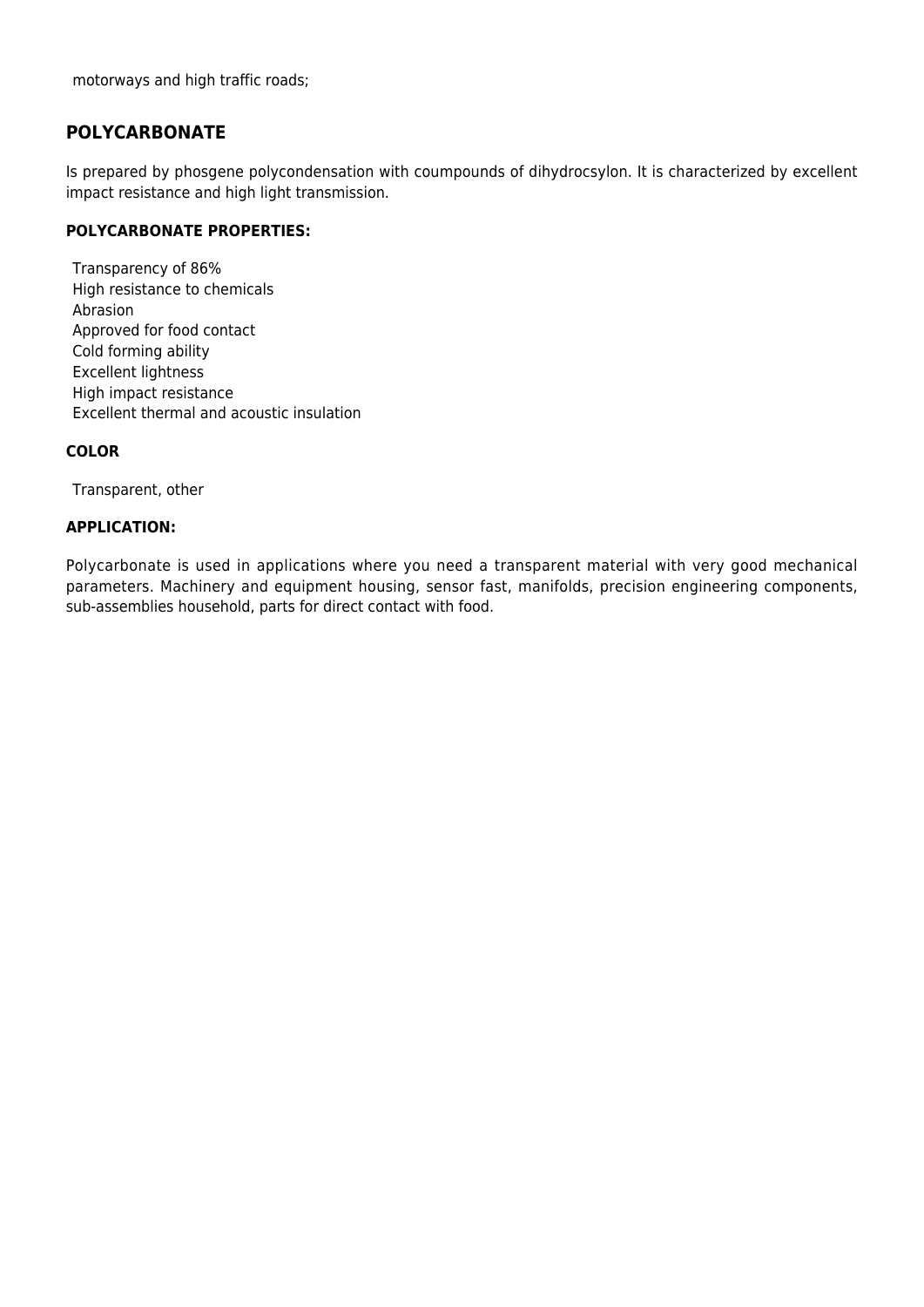motorways and high traffic roads;

## POLYCARBONATE

Is prepared by phosgene polycondensation with coumpounds of dihydrocsylon. It is characterized by excellent impact resistance and high light transmission.

### POLYCARBONATE PROPERTIES:

- Transparency of 86%
- High resistance to chemicals
- Abrasion
- Approved for food contact
- Cold forming ability
- Excellent lightness
- High impact resistance
- Excellent thermal and acoustic insulation

### COLOR

- Transparent, other

### APPLICATION:

Polycarbonate is used in applications where you need a transparent material with very good mechanical parameters. Machinery and equipment housing, sensor fast, manifolds, precision engineering components, sub-assemblies household, parts for direct contact with food.